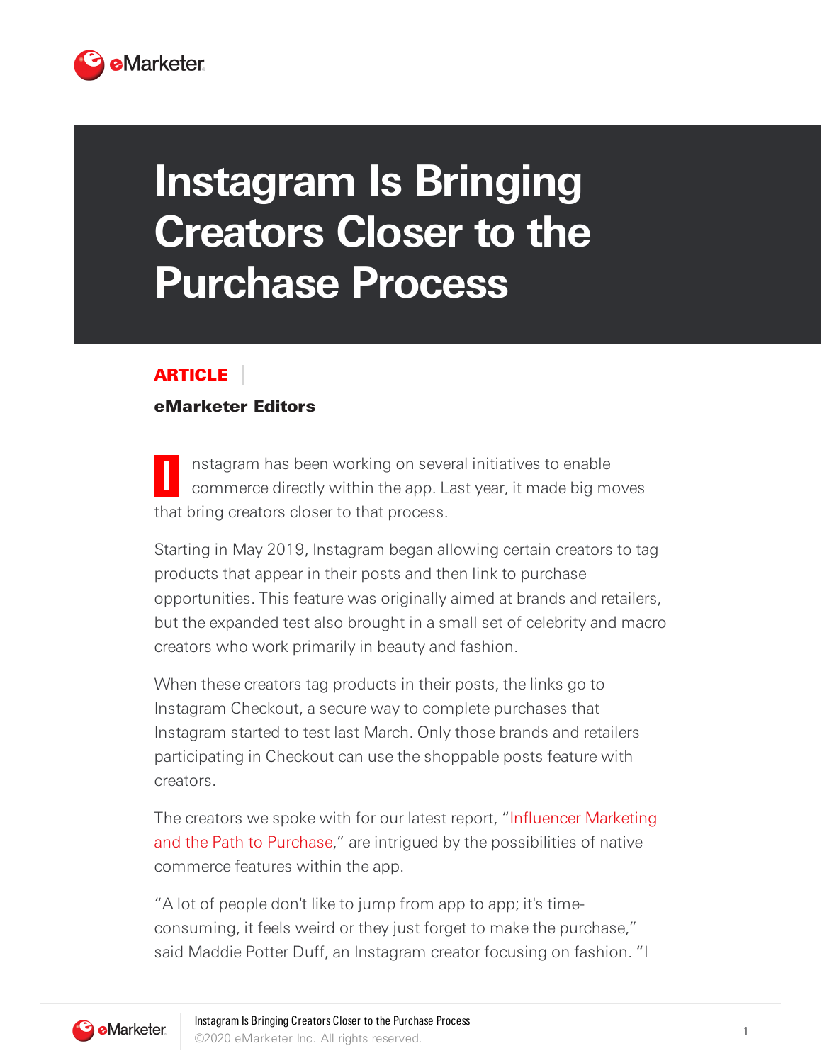# Instagram Is Bringing Creators Closer to the Purchase Process

**ARTICLE**

**eMarketer Editors**

Instagram has been working on several initiatives to enable commerce directly within the app. Last year, it made big moves that bring creators closer to that process.

Starting in May 2019, Instagram began allowing certain creators to tag products that appear in their posts and then link to purchase opportunities. This feature was originally aimed at brands and retailers, but the expanded test also brought in a small set of celebrity and macro creators who work primarily in beauty and fashion.

When these creators tag products in their posts, the links go to Instagram Checkout, a secure way to complete purchases that Instagram started to test last March. Only those brands and retailers participating in Checkout can use the shoppable posts feature with creators.

The creators we spoke with for our latest report, "Influencer Marketing and the Path to Purchase," are intrigued by the possibilities of native commerce features within the app.

"A lot of people don't like to jump from app to app; it's time-consuming, it feels weird or they just forget to make the purchase," said Maddie Potter Duff, an Instagram creator focusing on fashion. "I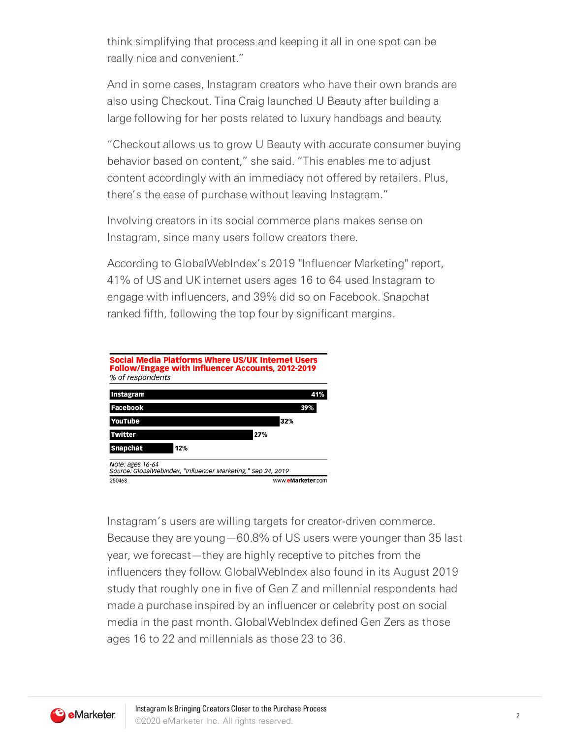think simplifying that process and keeping it all in one spot can be really nice and convenient."

And in some cases, Instagram creators who have their own brands are also using Checkout. Tina Craig launched U Beauty after building a large following for her posts related to luxury handbags and beauty.

"Checkout allows us to grow U Beauty with accurate consumer buying behavior based on content," she said. "This enables me to adjust content accordingly with an immediacy not offered by retailers. Plus, there's the ease of purchase without leaving Instagram."

Involving creators in its social commerce plans makes sense on Instagram, since many users follow creators there.

According to GlobalWebIndex's 2019 "Influencer Marketing" report, 41% of US and UK internet users ages 16 to 64 used Instagram to engage with influencers, and 39% did so on Facebook. Snapchat ranked fifth, following the top four by significant margins.

**Social Media Platforms Where US/UK Internet Users Follow/Engage with Influencer Accounts, 2012-2019**
*% of respondents*

| Platform | % |
|---|---|
| Instagram | 41% |
| Facebook | 39% |
| YouTube | 32% |
| Twitter | 27% |
| Snapchat | 12% |

*Note: ages 16-64*
*Source: GlobalWebIndex, "Influencer Marketing," Sep 24, 2019*
250468 www.eMarketer.com

Instagram's users are willing targets for creator-driven commerce. Because they are young—60.8% of US users were younger than 35 last year, we forecast—they are highly receptive to pitches from the influencers they follow. GlobalWebIndex also found in its August 2019 study that roughly one in five of Gen Z and millennial respondents had made a purchase inspired by an influencer or celebrity post on social media in the past month. GlobalWebIndex defined Gen Zers as those ages 16 to 22 and millennials as those 23 to 36.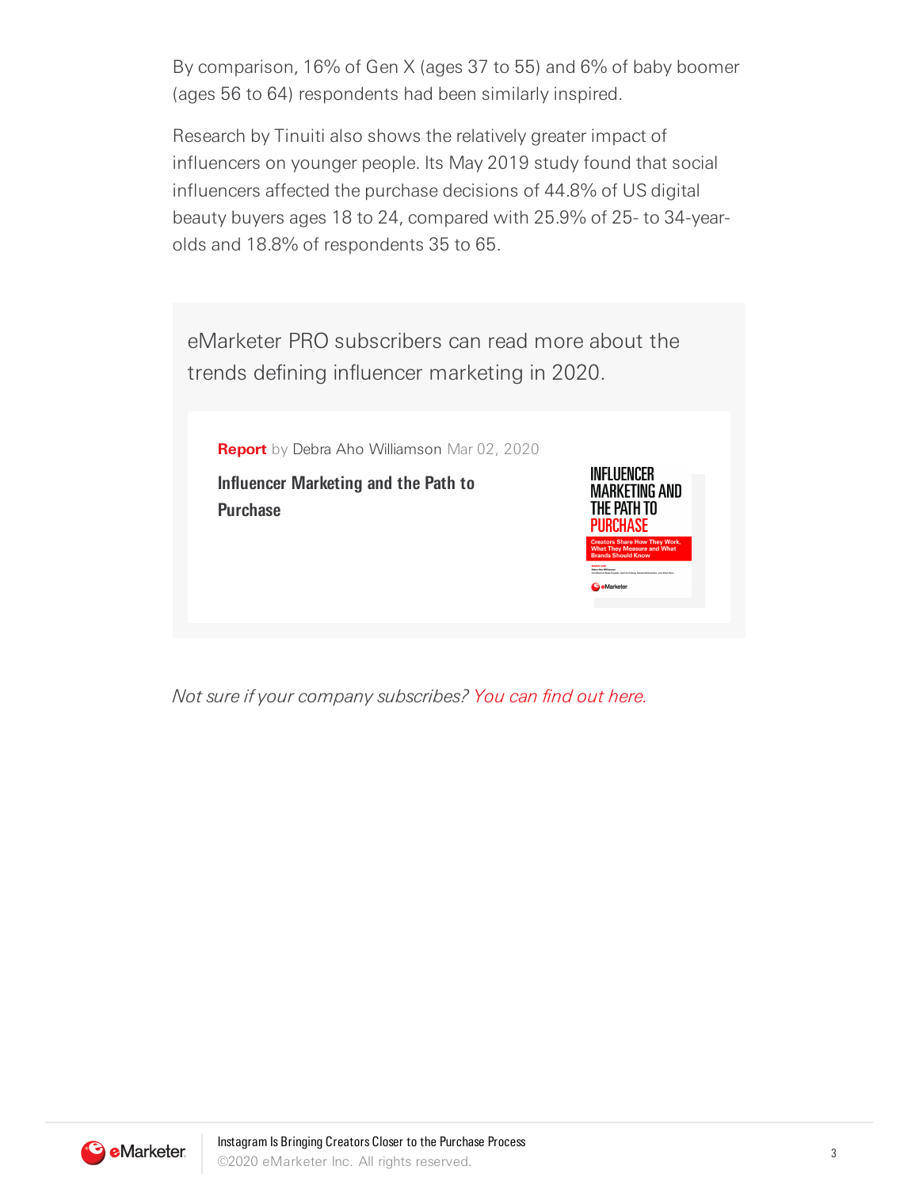By comparison, 16% of Gen X (ages 37 to 55) and 6% of baby boomer (ages 56 to 64) respondents had been similarly inspired.

Research by Tinuiti also shows the relatively greater impact of influencers on younger people. Its May 2019 study found that social influencers affected the purchase decisions of 44.8% of US digital beauty buyers ages 18 to 24, compared with 25.9% of 25- to 34-year-olds and 18.8% of respondents 35 to 65.

eMarketer PRO subscribers can read more about the trends defining influencer marketing in 2020.

**Report** by Debra Aho Williamson Mar 02, 2020

**Influencer Marketing and the Path to Purchase**

*Not sure if your company subscribes? You can find out here.*